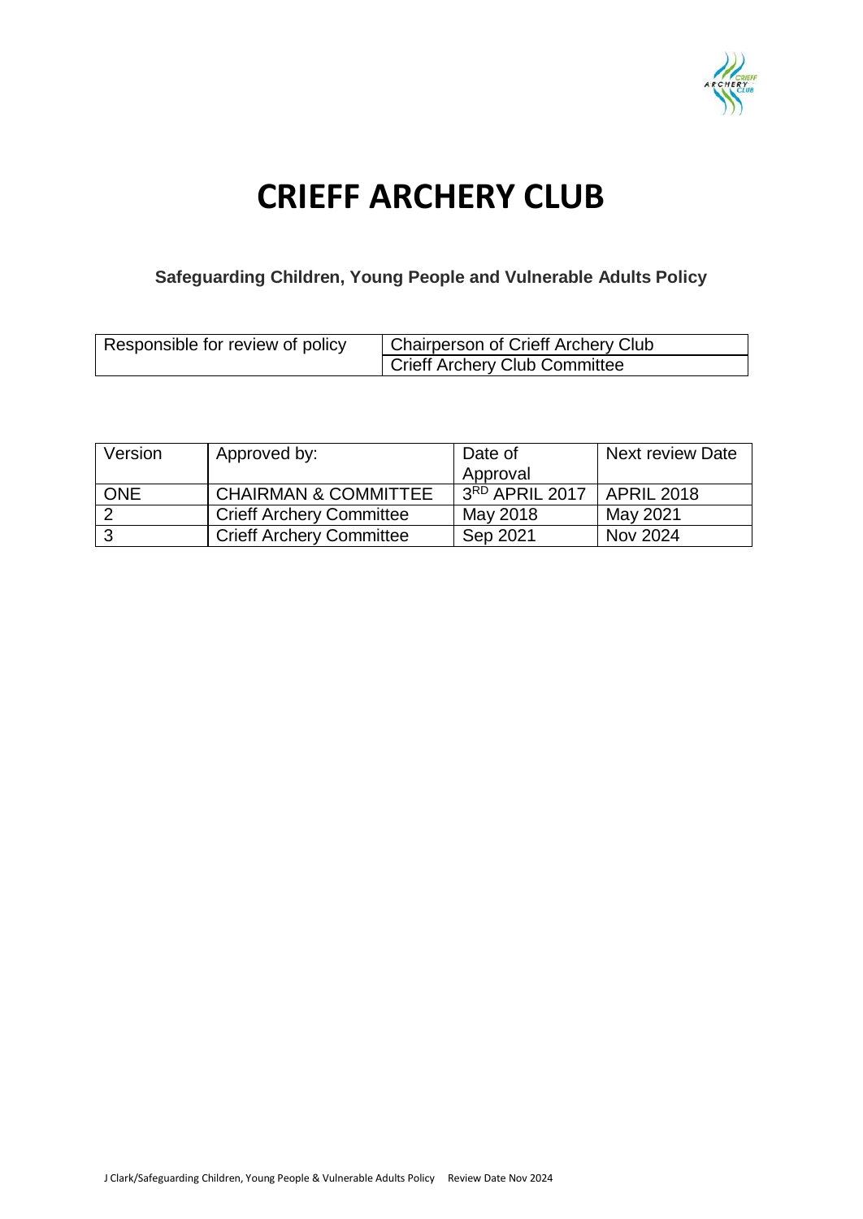# CRIEFF ARCHERY CLUB

## Safeguarding Children, Young People and Vulnerable Adults Policy

| Responsible for review of policy | Chairperson of Crieff Archery Club |
|---|---|
| | Crieff Archery Club Committee |

| Version | Approved by: | Date of Approval | Next review Date |
|---|---|---|---|
| ONE | CHAIRMAN & COMMITTEE | 3RD APRIL 2017 | APRIL 2018 |
| 2 | Crieff Archery Committee | May 2018 | May 2021 |
| 3 | Crieff Archery Committee | Sep 2021 | Nov 2024 |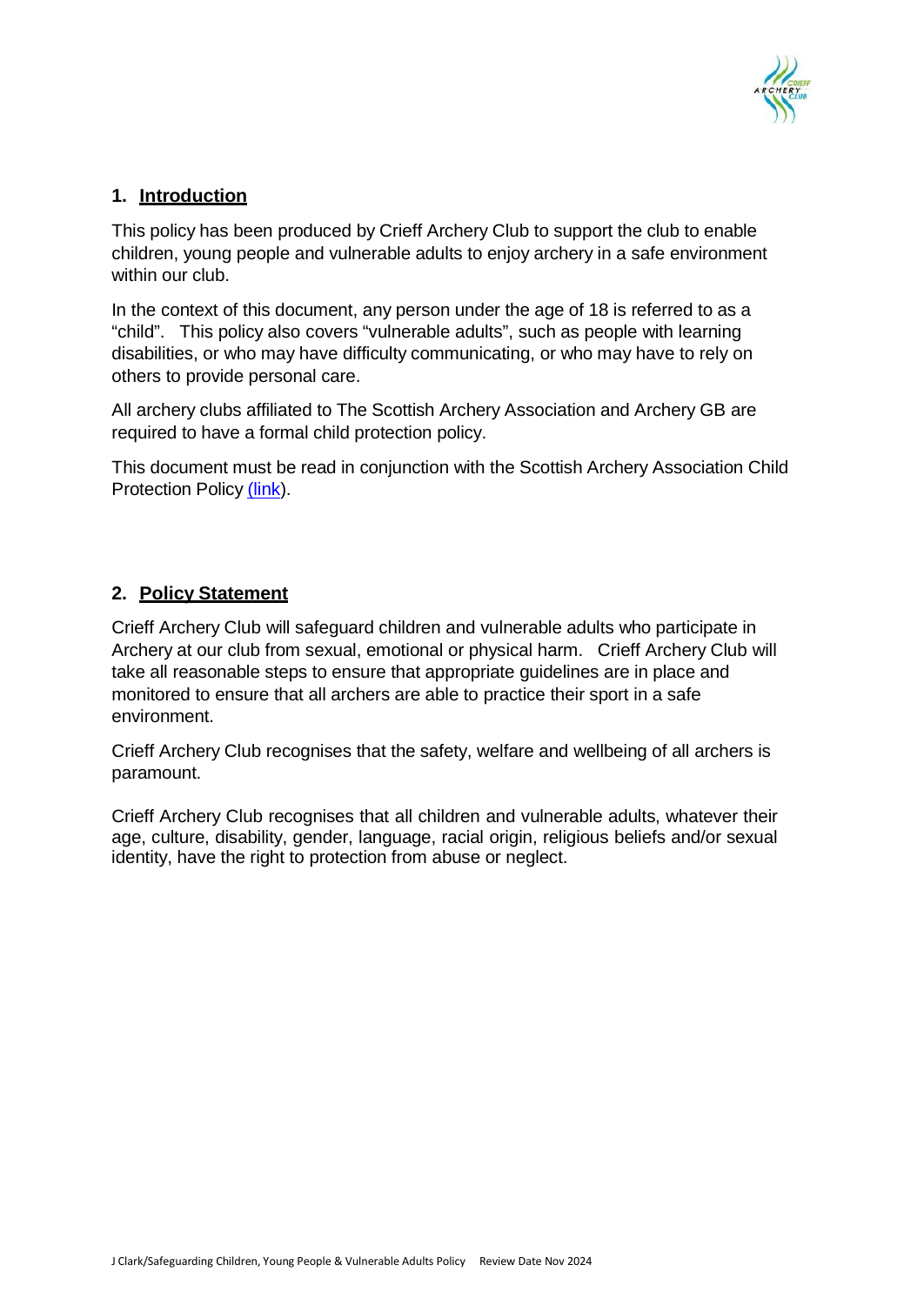## 1. Introduction

This policy has been produced by Crieff Archery Club to support the club to enable children, young people and vulnerable adults to enjoy archery in a safe environment within our club.

In the context of this document, any person under the age of 18 is referred to as a "child". This policy also covers "vulnerable adults", such as people with learning disabilities, or who may have difficulty communicating, or who may have to rely on others to provide personal care.

All archery clubs affiliated to The Scottish Archery Association and Archery GB are required to have a formal child protection policy.

This document must be read in conjunction with the Scottish Archery Association Child Protection Policy (link).

## 2. Policy Statement

Crieff Archery Club will safeguard children and vulnerable adults who participate in Archery at our club from sexual, emotional or physical harm. Crieff Archery Club will take all reasonable steps to ensure that appropriate guidelines are in place and monitored to ensure that all archers are able to practice their sport in a safe environment.

Crieff Archery Club recognises that the safety, welfare and wellbeing of all archers is paramount.

Crieff Archery Club recognises that all children and vulnerable adults, whatever their age, culture, disability, gender, language, racial origin, religious beliefs and/or sexual identity, have the right to protection from abuse or neglect.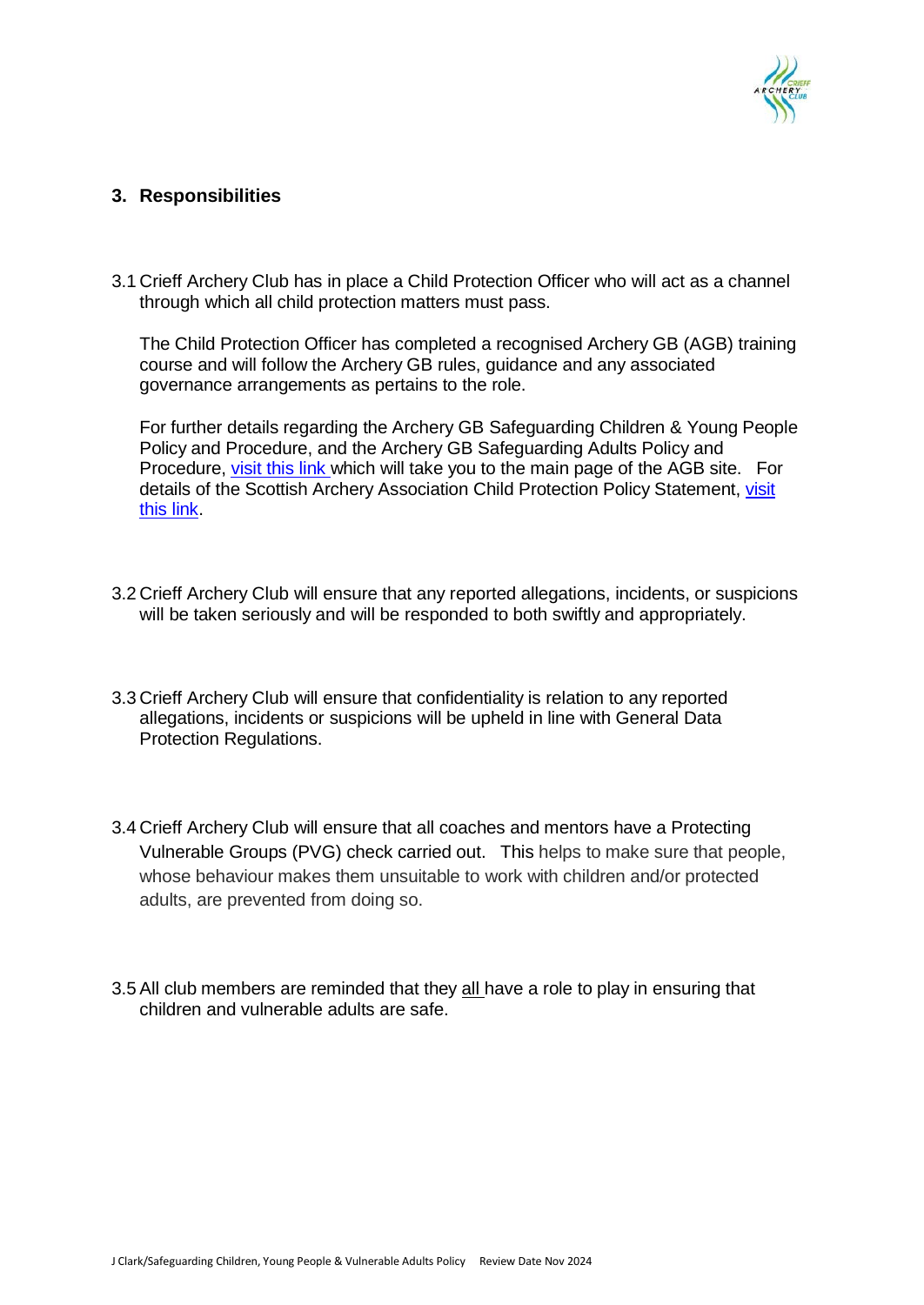## 3. Responsibilities

3.1 Crieff Archery Club has in place a Child Protection Officer who will act as a channel through which all child protection matters must pass.

The Child Protection Officer has completed a recognised Archery GB (AGB) training course and will follow the Archery GB rules, guidance and any associated governance arrangements as pertains to the role.

For further details regarding the Archery GB Safeguarding Children & Young People Policy and Procedure, and the Archery GB Safeguarding Adults Policy and Procedure, visit this link which will take you to the main page of the AGB site. For details of the Scottish Archery Association Child Protection Policy Statement, visit this link.

3.2 Crieff Archery Club will ensure that any reported allegations, incidents, or suspicions will be taken seriously and will be responded to both swiftly and appropriately.

3.3 Crieff Archery Club will ensure that confidentiality is relation to any reported allegations, incidents or suspicions will be upheld in line with General Data Protection Regulations.

3.4 Crieff Archery Club will ensure that all coaches and mentors have a Protecting Vulnerable Groups (PVG) check carried out. This helps to make sure that people, whose behaviour makes them unsuitable to work with children and/or protected adults, are prevented from doing so.

3.5 All club members are reminded that they all have a role to play in ensuring that children and vulnerable adults are safe.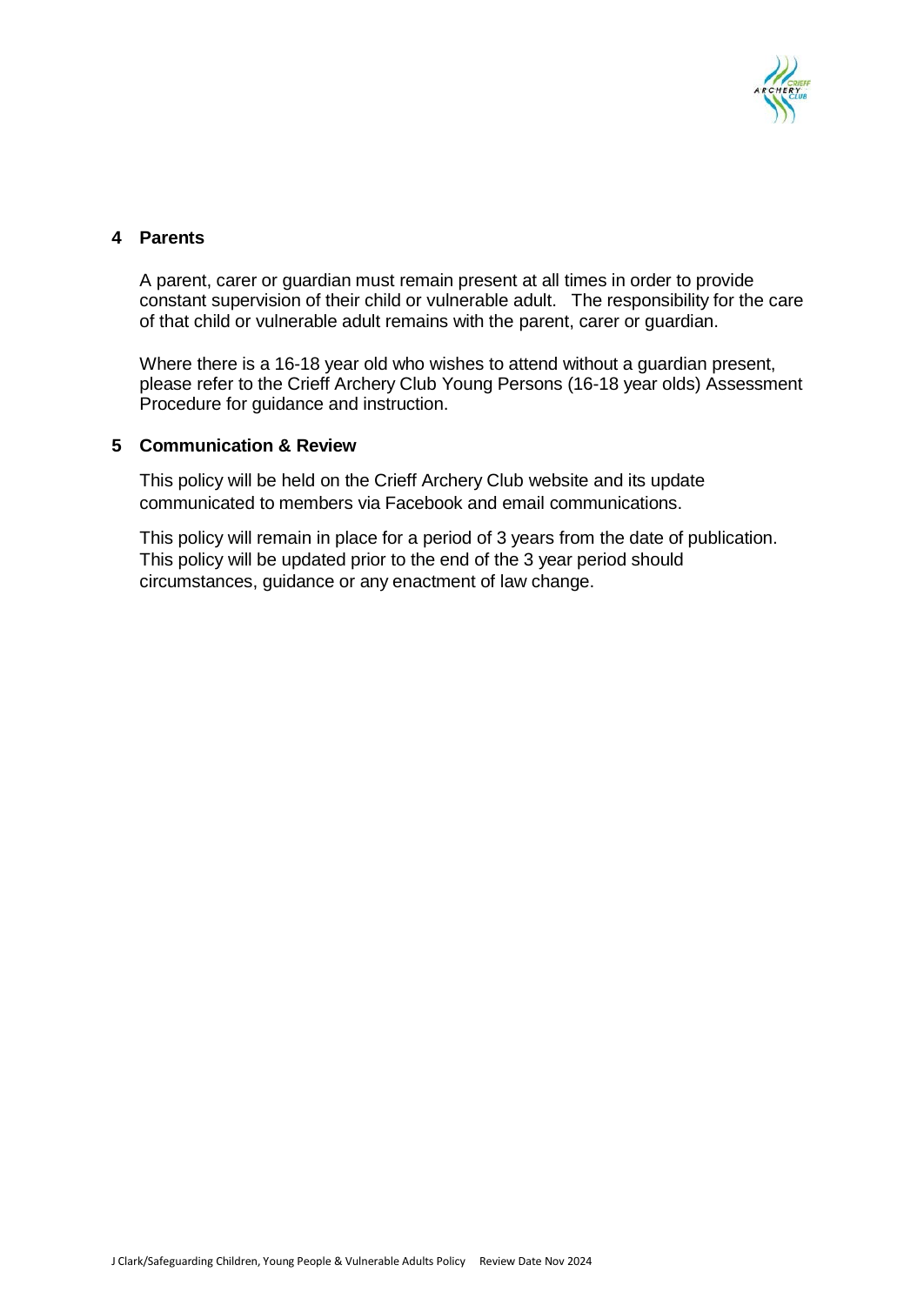## 4 Parents

A parent, carer or guardian must remain present at all times in order to provide constant supervision of their child or vulnerable adult. The responsibility for the care of that child or vulnerable adult remains with the parent, carer or guardian.

Where there is a 16-18 year old who wishes to attend without a guardian present, please refer to the Crieff Archery Club Young Persons (16-18 year olds) Assessment Procedure for guidance and instruction.

## 5 Communication & Review

This policy will be held on the Crieff Archery Club website and its update communicated to members via Facebook and email communications.

This policy will remain in place for a period of 3 years from the date of publication. This policy will be updated prior to the end of the 3 year period should circumstances, guidance or any enactment of law change.